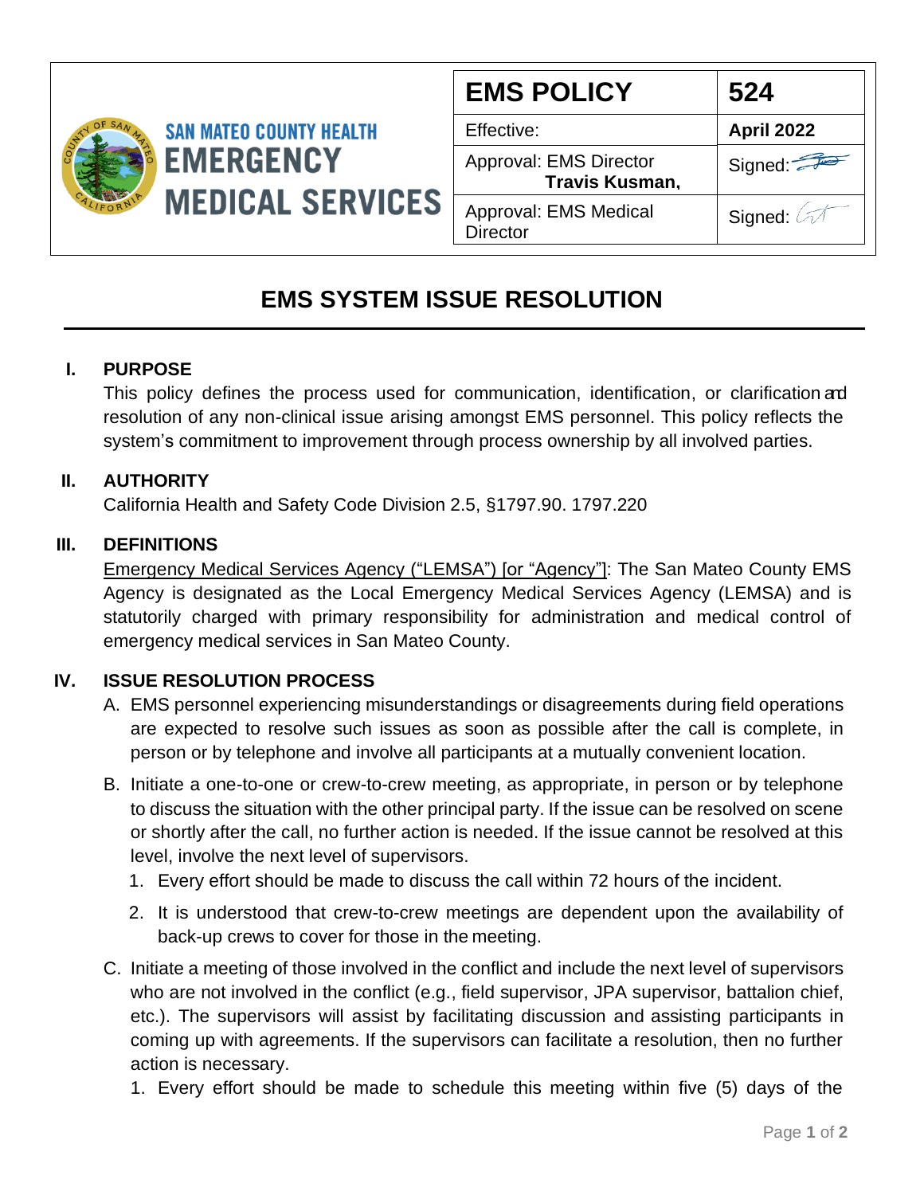SAN MATEO COUNTY HEALTH
EMERGENCY MEDICAL SERVICES

| EMS POLICY | 524 |
| --- | --- |
| Effective: | **April 2022** |
| Approval: EMS Director **Travis Kusman,** | Signed: |
| Approval: EMS Medical Director | Signed: |

# EMS SYSTEM ISSUE RESOLUTION

## I. PURPOSE

This policy defines the process used for communication, identification, or clarification and resolution of any non-clinical issue arising amongst EMS personnel. This policy reflects the system's commitment to improvement through process ownership by all involved parties.

## II. AUTHORITY

California Health and Safety Code Division 2.5, §1797.90. 1797.220

## III. DEFINITIONS

Emergency Medical Services Agency ("LEMSA") [or "Agency"]: The San Mateo County EMS Agency is designated as the Local Emergency Medical Services Agency (LEMSA) and is statutorily charged with primary responsibility for administration and medical control of emergency medical services in San Mateo County.

## IV. ISSUE RESOLUTION PROCESS

A. EMS personnel experiencing misunderstandings or disagreements during field operations are expected to resolve such issues as soon as possible after the call is complete, in person or by telephone and involve all participants at a mutually convenient location.

B. Initiate a one-to-one or crew-to-crew meeting, as appropriate, in person or by telephone to discuss the situation with the other principal party. If the issue can be resolved on scene or shortly after the call, no further action is needed. If the issue cannot be resolved at this level, involve the next level of supervisors.

1. Every effort should be made to discuss the call within 72 hours of the incident.
2. It is understood that crew-to-crew meetings are dependent upon the availability of back-up crews to cover for those in the meeting.

C. Initiate a meeting of those involved in the conflict and include the next level of supervisors who are not involved in the conflict (e.g., field supervisor, JPA supervisor, battalion chief, etc.). The supervisors will assist by facilitating discussion and assisting participants in coming up with agreements. If the supervisors can facilitate a resolution, then no further action is necessary.

1. Every effort should be made to schedule this meeting within five (5) days of the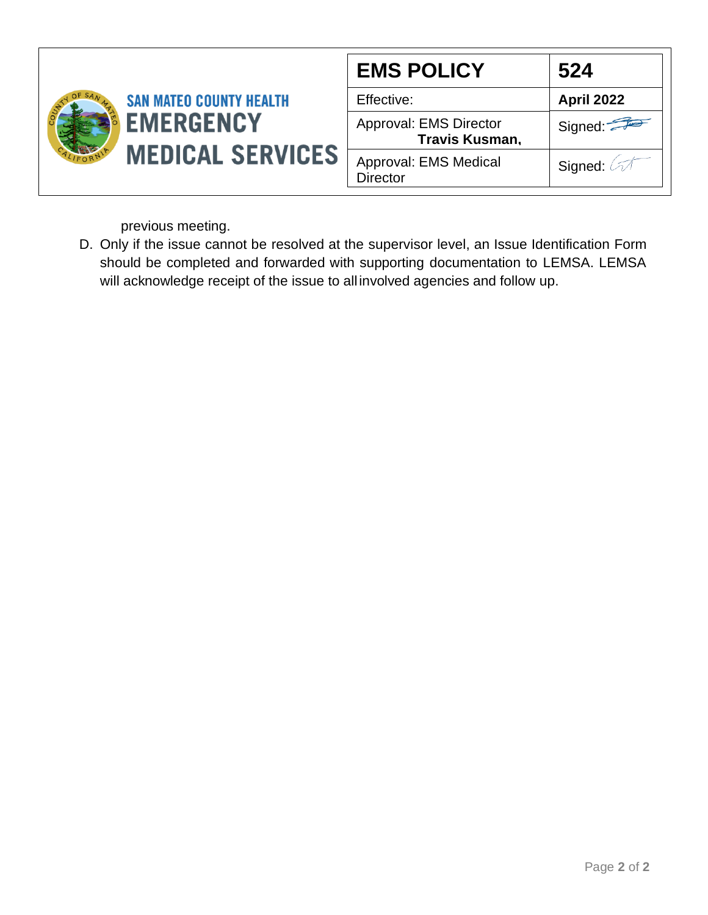previous meeting.

D. Only if the issue cannot be resolved at the supervisor level, an Issue Identification Form should be completed and forwarded with supporting documentation to LEMSA. LEMSA will acknowledge receipt of the issue to all involved agencies and follow up.